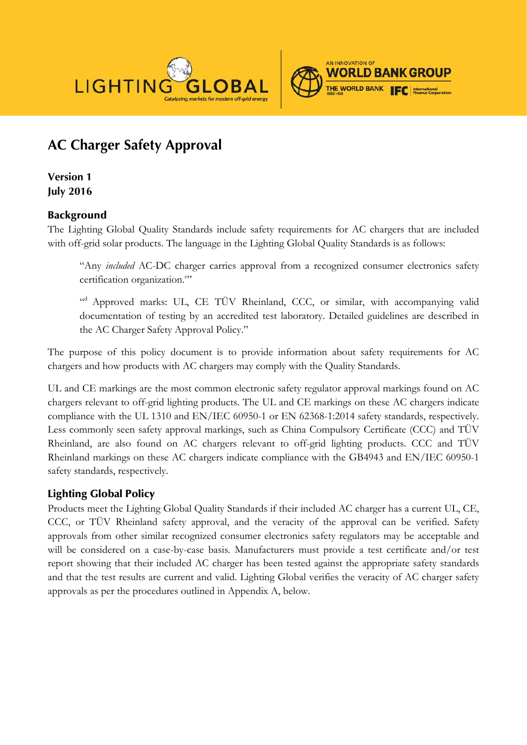# AC Charger Safety Approval

**Version 1**
**July 2016**

## Background

The Lighting Global Quality Standards include safety requirements for AC chargers that are included with off-grid solar products. The language in the Lighting Global Quality Standards is as follows:

> "Any *included* AC-DC charger carries approval from a recognized consumer electronics safety certification organization.[d]"
>
> "[d] Approved marks: UL, CE TÜV Rheinland, CCC, or similar, with accompanying valid documentation of testing by an accredited test laboratory. Detailed guidelines are described in the AC Charger Safety Approval Policy."

The purpose of this policy document is to provide information about safety requirements for AC chargers and how products with AC chargers may comply with the Quality Standards.

UL and CE markings are the most common electronic safety regulator approval markings found on AC chargers relevant to off-grid lighting products. The UL and CE markings on these AC chargers indicate compliance with the UL 1310 and EN/IEC 60950-1 or EN 62368-1:2014 safety standards, respectively. Less commonly seen safety approval markings, such as China Compulsory Certificate (CCC) and TÜV Rheinland, are also found on AC chargers relevant to off-grid lighting products. CCC and TÜV Rheinland markings on these AC chargers indicate compliance with the GB4943 and EN/IEC 60950-1 safety standards, respectively.

## Lighting Global Policy

Products meet the Lighting Global Quality Standards if their included AC charger has a current UL, CE, CCC, or TÜV Rheinland safety approval, and the veracity of the approval can be verified. Safety approvals from other similar recognized consumer electronics safety regulators may be acceptable and will be considered on a case-by-case basis. Manufacturers must provide a test certificate and/or test report showing that their included AC charger has been tested against the appropriate safety standards and that the test results are current and valid. Lighting Global verifies the veracity of AC charger safety approvals as per the procedures outlined in Appendix A, below.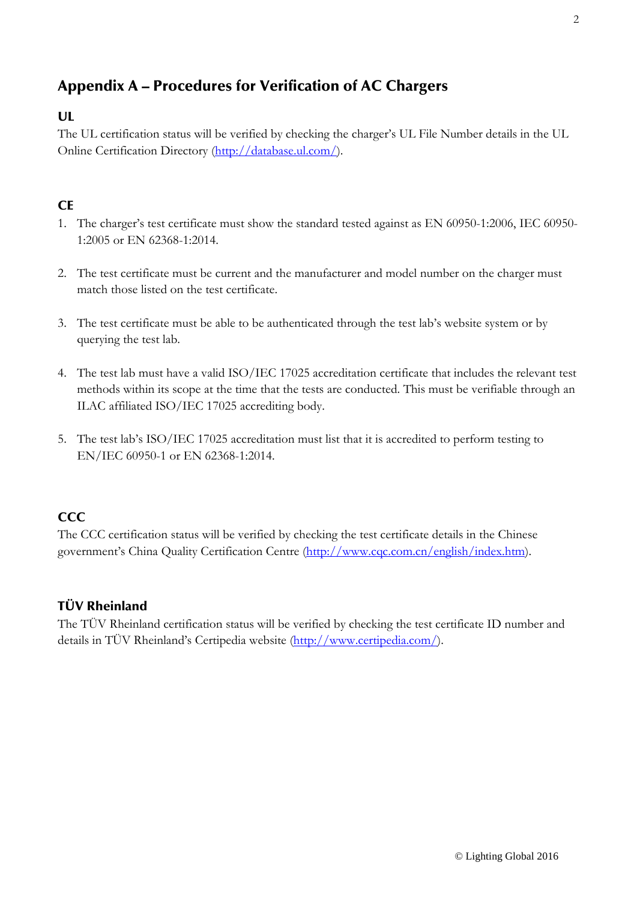## Appendix A – Procedures for Verification of AC Chargers

### UL

The UL certification status will be verified by checking the charger's UL File Number details in the UL Online Certification Directory (http://database.ul.com/).

### CE

1. The charger's test certificate must show the standard tested against as EN 60950-1:2006, IEC 60950-1:2005 or EN 62368-1:2014.

2. The test certificate must be current and the manufacturer and model number on the charger must match those listed on the test certificate.

3. The test certificate must be able to be authenticated through the test lab's website system or by querying the test lab.

4. The test lab must have a valid ISO/IEC 17025 accreditation certificate that includes the relevant test methods within its scope at the time that the tests are conducted. This must be verifiable through an ILAC affiliated ISO/IEC 17025 accrediting body.

5. The test lab's ISO/IEC 17025 accreditation must list that it is accredited to perform testing to EN/IEC 60950-1 or EN 62368-1:2014.

### CCC

The CCC certification status will be verified by checking the test certificate details in the Chinese government's China Quality Certification Centre (http://www.cqc.com.cn/english/index.htm).

### TÜV Rheinland

The TÜV Rheinland certification status will be verified by checking the test certificate ID number and details in TÜV Rheinland's Certipedia website (http://www.certipedia.com/).

© Lighting Global 2016